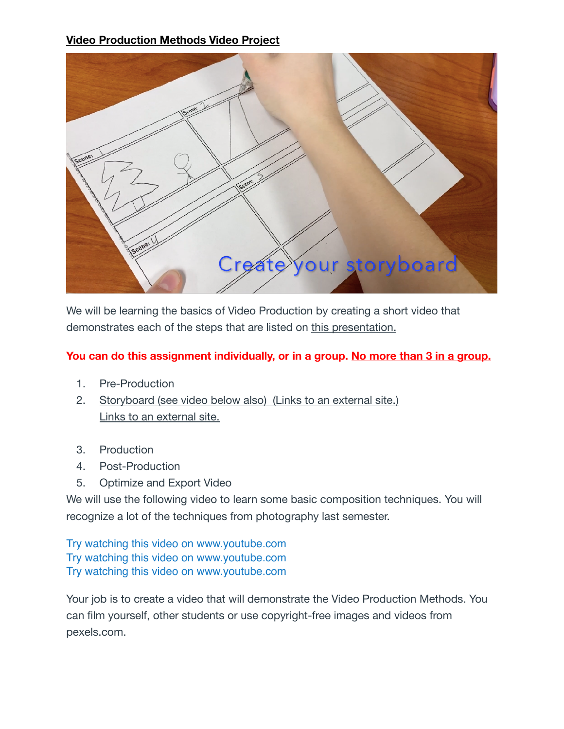**Video Production Methods Video Project**

We will be learning the basics of Video Production by creating a short video that demonstrates each of the steps that are listed on this presentation.

**You can do this assignment individually, or in a group. No more than 3 in a group.**

1. Pre-Production
2. Storyboard (see video below also) (Links to an external site.) Links to an external site.
3. Production
4. Post-Production
5. Optimize and Export Video

We will use the following video to learn some basic composition techniques. You will recognize a lot of the techniques from photography last semester.

Try watching this video on www.youtube.com
Try watching this video on www.youtube.com
Try watching this video on www.youtube.com

Your job is to create a video that will demonstrate the Video Production Methods. You can film yourself, other students or use copyright-free images and videos from pexels.com.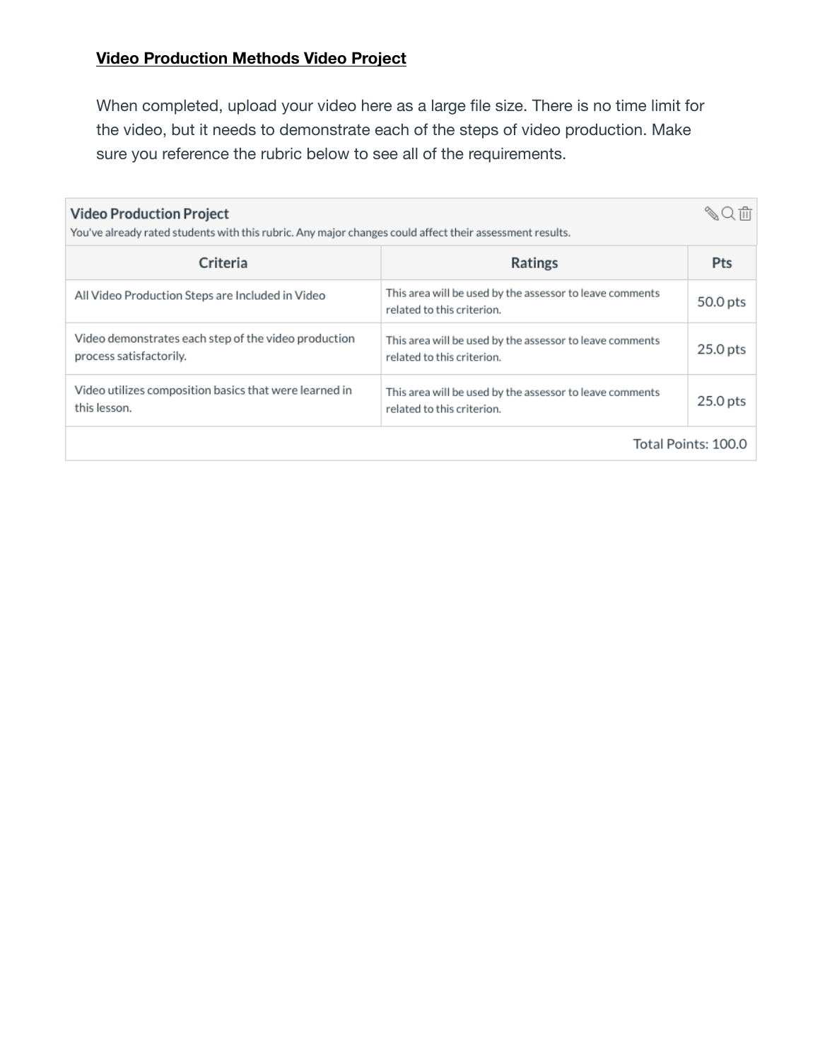**Video Production Methods Video Project**

When completed, upload your video here as a large file size. There is no time limit for the video, but it needs to demonstrate each of the steps of video production. Make sure you reference the rubric below to see all of the requirements.

**Video Production Project**

You've already rated students with this rubric. Any major changes could affect their assessment results.

| Criteria | Ratings | Pts |
|---|---|---|
| All Video Production Steps are Included in Video | This area will be used by the assessor to leave comments related to this criterion. | 50.0 pts |
| Video demonstrates each step of the video production process satisfactorily. | This area will be used by the assessor to leave comments related to this criterion. | 25.0 pts |
| Video utilizes composition basics that were learned in this lesson. | This area will be used by the assessor to leave comments related to this criterion. | 25.0 pts |
| | | Total Points: 100.0 |